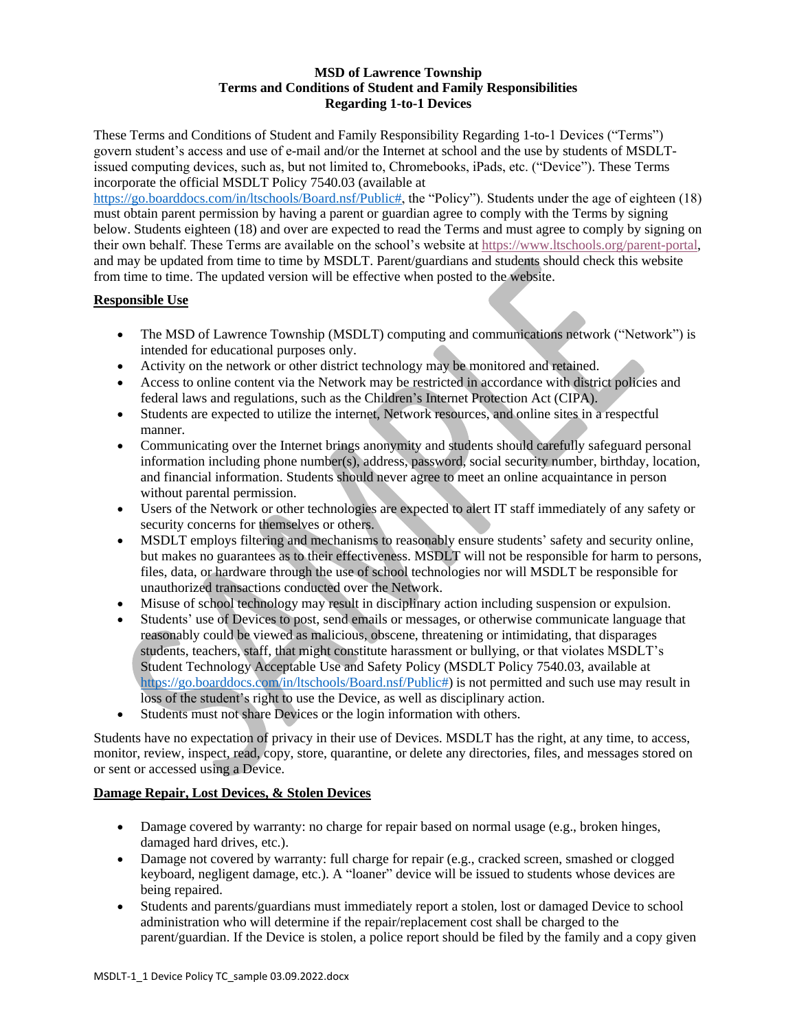**MSD of Lawrence Township**
**Terms and Conditions of Student and Family Responsibilities**
**Regarding 1-to-1 Devices**

These Terms and Conditions of Student and Family Responsibility Regarding 1-to-1 Devices ("Terms") govern student's access and use of e-mail and/or the Internet at school and the use by students of MSDLT-issued computing devices, such as, but not limited to, Chromebooks, iPads, etc. ("Device"). These Terms incorporate the official MSDLT Policy 7540.03 (available at https://go.boarddocs.com/in/ltschools/Board.nsf/Public#, the "Policy"). Students under the age of eighteen (18) must obtain parent permission by having a parent or guardian agree to comply with the Terms by signing below. Students eighteen (18) and over are expected to read the Terms and must agree to comply by signing on their own behalf. These Terms are available on the school's website at https://www.ltschools.org/parent-portal, and may be updated from time to time by MSDLT. Parent/guardians and students should check this website from time to time. The updated version will be effective when posted to the website.

**Responsible Use**

- The MSD of Lawrence Township (MSDLT) computing and communications network ("Network") is intended for educational purposes only.
- Activity on the network or other district technology may be monitored and retained.
- Access to online content via the Network may be restricted in accordance with district policies and federal laws and regulations, such as the Children's Internet Protection Act (CIPA).
- Students are expected to utilize the internet, Network resources, and online sites in a respectful manner.
- Communicating over the Internet brings anonymity and students should carefully safeguard personal information including phone number(s), address, password, social security number, birthday, location, and financial information. Students should never agree to meet an online acquaintance in person without parental permission.
- Users of the Network or other technologies are expected to alert IT staff immediately of any safety or security concerns for themselves or others.
- MSDLT employs filtering and mechanisms to reasonably ensure students' safety and security online, but makes no guarantees as to their effectiveness. MSDLT will not be responsible for harm to persons, files, data, or hardware through the use of school technologies nor will MSDLT be responsible for unauthorized transactions conducted over the Network.
- Misuse of school technology may result in disciplinary action including suspension or expulsion.
- Students' use of Devices to post, send emails or messages, or otherwise communicate language that reasonably could be viewed as malicious, obscene, threatening or intimidating, that disparages students, teachers, staff, that might constitute harassment or bullying, or that violates MSDLT's Student Technology Acceptable Use and Safety Policy (MSDLT Policy 7540.03, available at https://go.boarddocs.com/in/ltschools/Board.nsf/Public#) is not permitted and such use may result in loss of the student's right to use the Device, as well as disciplinary action.
- Students must not share Devices or the login information with others.

Students have no expectation of privacy in their use of Devices. MSDLT has the right, at any time, to access, monitor, review, inspect, read, copy, store, quarantine, or delete any directories, files, and messages stored on or sent or accessed using a Device.

**Damage Repair, Lost Devices, & Stolen Devices**

- Damage covered by warranty: no charge for repair based on normal usage (e.g., broken hinges, damaged hard drives, etc.).
- Damage not covered by warranty: full charge for repair (e.g., cracked screen, smashed or clogged keyboard, negligent damage, etc.). A "loaner" device will be issued to students whose devices are being repaired.
- Students and parents/guardians must immediately report a stolen, lost or damaged Device to school administration who will determine if the repair/replacement cost shall be charged to the parent/guardian. If the Device is stolen, a police report should be filed by the family and a copy given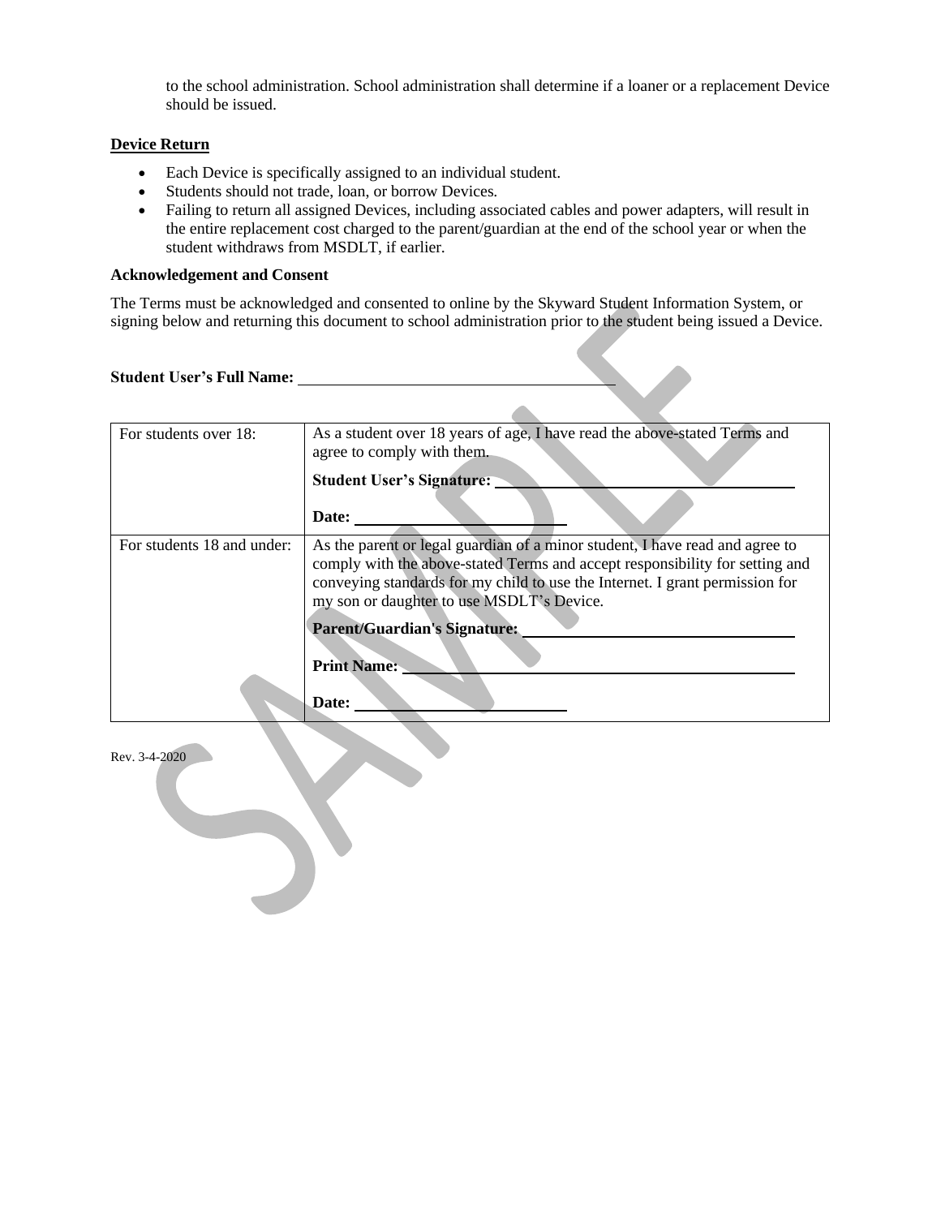to the school administration. School administration shall determine if a loaner or a replacement Device should be issued.

**Device Return**

- Each Device is specifically assigned to an individual student.
- Students should not trade, loan, or borrow Devices.
- Failing to return all assigned Devices, including associated cables and power adapters, will result in the entire replacement cost charged to the parent/guardian at the end of the school year or when the student withdraws from MSDLT, if earlier.

**Acknowledgement and Consent**

The Terms must be acknowledged and consented to online by the Skyward Student Information System, or signing below and returning this document to school administration prior to the student being issued a Device.

**Student User's Full Name:** ______________________________

| | |
|---|---|
| For students over 18: | As a student over 18 years of age, I have read the above-stated Terms and agree to comply with them.<br>**Student User's Signature:** ______________________________<br>**Date:** ____________________ |
| For students 18 and under: | As the parent or legal guardian of a minor student, I have read and agree to comply with the above-stated Terms and accept responsibility for setting and conveying standards for my child to use the Internet. I grant permission for my son or daughter to use MSDLT's Device.<br>**Parent/Guardian's Signature:** ______________________________<br>**Print Name:** ______________________________<br>**Date:** ____________________ |

Rev. 3-4-2020